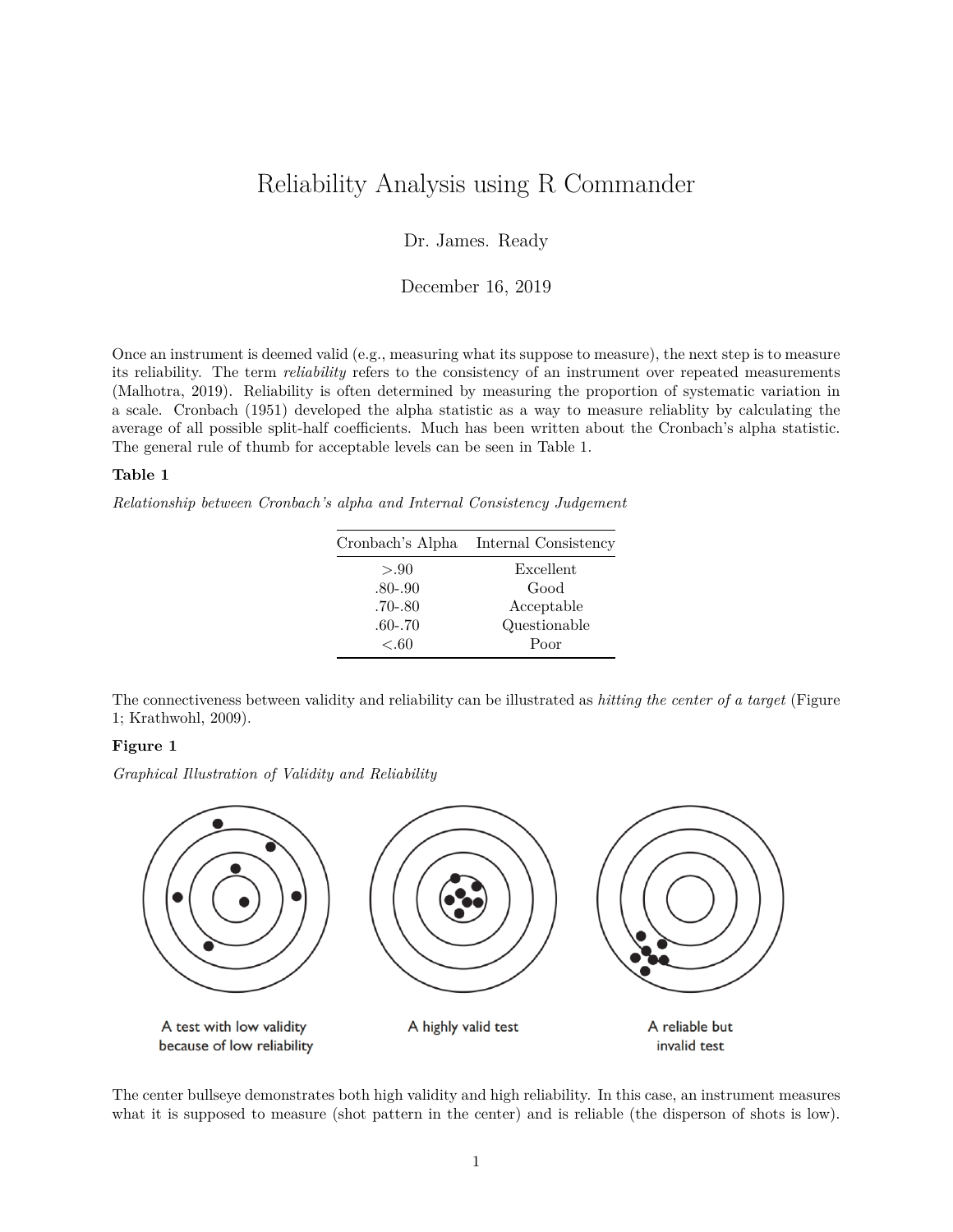# Reliability Analysis using R Commander

Dr. James. Ready

December 16, 2019

Once an instrument is deemed valid (e.g., measuring what its suppose to measure), the next step is to measure its reliability. The term *reliability* refers to the consistency of an instrument over repeated measurements (Malhotra, 2019). Reliability is often determined by measuring the proportion of systematic variation in a scale. Cronbach (1951) developed the alpha statistic as a way to measure reliablity by calculating the average of all possible split-half coefficients. Much has been written about the Cronbach's alpha statistic. The general rule of thumb for acceptable levels can be seen in Table 1.

**Table 1**

*Relationship between Cronbach's alpha and Internal Consistency Judgement*

| Cronbach's Alpha | Internal Consistency |
|---|---|
| >.90 | Excellent |
| .80-.90 | Good |
| .70-.80 | Acceptable |
| .60-.70 | Questionable |
| <.60 | Poor |

The connectiveness between validity and reliability can be illustrated as *hitting the center of a target* (Figure 1; Krathwohl, 2009).

**Figure 1**

*Graphical Illustration of Validity and Reliability*

A test with low validity because of low reliability

A highly valid test

A reliable but invalid test

The center bullseye demonstrates both high validity and high reliability. In this case, an instrument measures what it is supposed to measure (shot pattern in the center) and is reliable (the disperson of shots is low).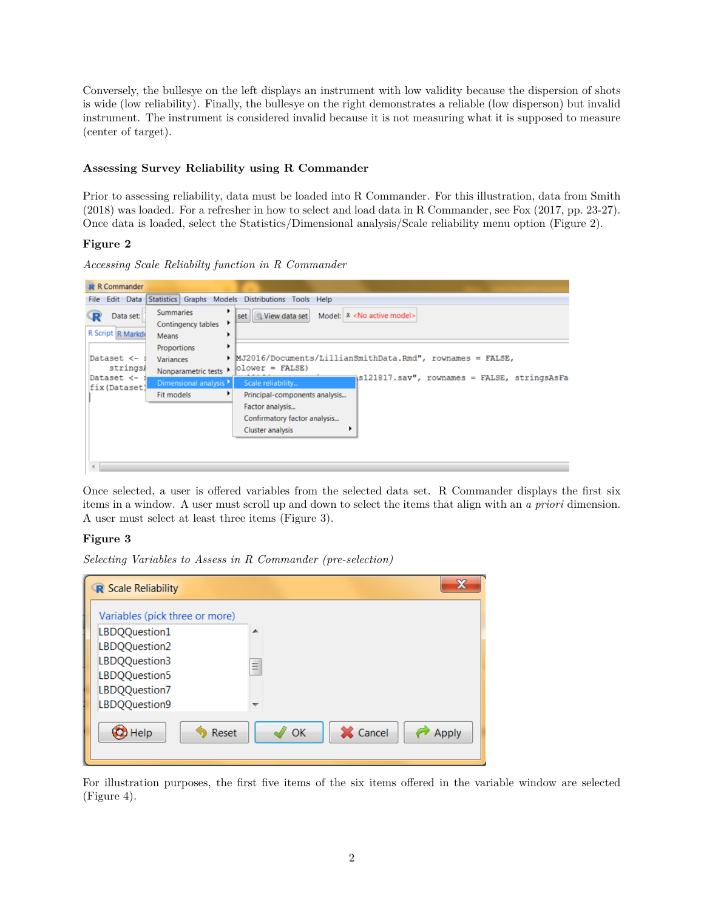Conversely, the bullseye on the left displays an instrument with low validity because the dispersion of shots is wide (low reliability). Finally, the bullseye on the right demonstrates a reliable (low disperson) but invalid instrument. The instrument is considered invalid because it is not measuring what it is supposed to measure (center of target).

### Assessing Survey Reliability using R Commander

Prior to assessing reliability, data must be loaded into R Commander. For this illustration, data from Smith (2018) was loaded. For a refresher in how to select and load data in R Commander, see Fox (2017, pp. 23-27). Once data is loaded, select the Statistics/Dimensional analysis/Scale reliability menu option (Figure 2).

**Figure 2**

*Accessing Scale Reliabilty function in R Commander*

Once selected, a user is offered variables from the selected data set. R Commander displays the first six items in a window. A user must scroll up and down to select the items that align with an *a priori* dimension. A user must select at least three items (Figure 3).

**Figure 3**

*Selecting Variables to Assess in R Commander (pre-selection)*

For illustration purposes, the first five items of the six items offered in the variable window are selected (Figure 4).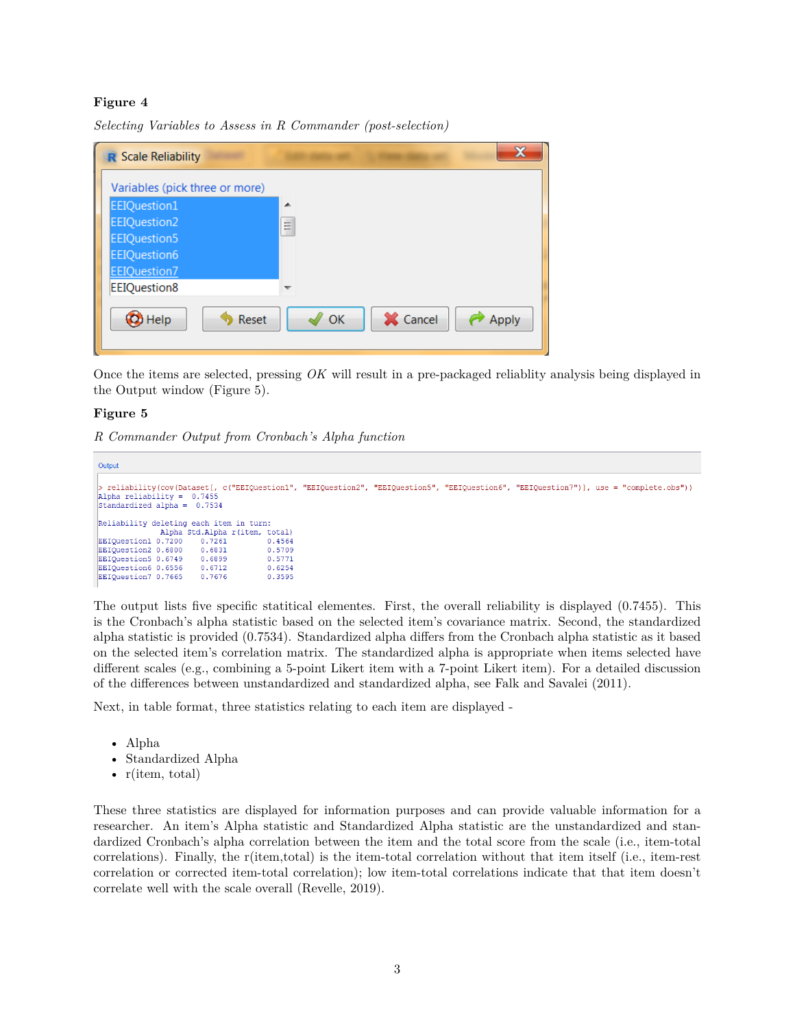**Figure 4**

*Selecting Variables to Assess in R Commander (post-selection)*

Once the items are selected, pressing *OK* will result in a pre-packaged reliablity analysis being displayed in the Output window (Figure 5).

**Figure 5**

*R Commander Output from Cronbach's Alpha function*

```
> reliability(cov(Dataset[, c("EEIQuestion1", "EEIQuestion2", "EEIQuestion5", "EEIQuestion6", "EEIQuestion7")], use = "complete.obs"))
Alpha reliability =  0.7455
Standardized alpha =  0.7534

Reliability deleting each item in turn:
             Alpha Std.Alpha r(item, total)
EEIQuestion1 0.7200    0.7261         0.4564
EEIQuestion2 0.6800    0.6831         0.5709
EEIQuestion5 0.6749    0.6899         0.5771
EEIQuestion6 0.6556    0.6712         0.6254
EEIQuestion7 0.7665    0.7676         0.3595
```

The output lists five specific statitical elementes. First, the overall reliability is displayed (0.7455). This is the Cronbach's alpha statistic based on the selected item's covariance matrix. Second, the standardized alpha statistic is provided (0.7534). Standardized alpha differs from the Cronbach alpha statistic as it based on the selected item's correlation matrix. The standardized alpha is appropriate when items selected have different scales (e.g., combining a 5-point Likert item with a 7-point Likert item). For a detailed discussion of the differences between unstandardized and standardized alpha, see Falk and Savalei (2011).

Next, in table format, three statistics relating to each item are displayed -

- Alpha
- Standardized Alpha
- r(item, total)

These three statistics are displayed for information purposes and can provide valuable information for a researcher. An item's Alpha statistic and Standardized Alpha statistic are the unstandardized and standardized Cronbach's alpha correlation between the item and the total score from the scale (i.e., item-total correlations). Finally, the r(item,total) is the item-total correlation without that item itself (i.e., item-rest correlation or corrected item-total correlation); low item-total correlations indicate that that item doesn't correlate well with the scale overall (Revelle, 2019).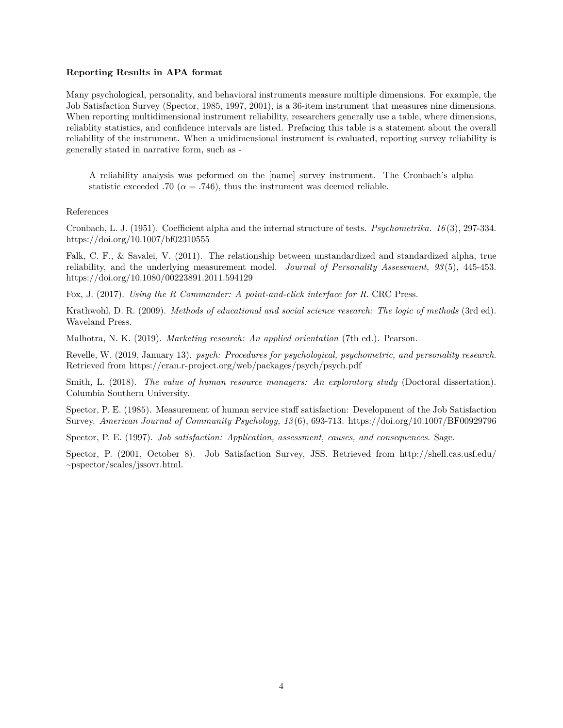**Reporting Results in APA format**

Many psychological, personality, and behavioral instruments measure multiple dimensions. For example, the Job Satisfaction Survey (Spector, 1985, 1997, 2001), is a 36-item instrument that measures nine dimensions. When reporting multidimensional instrument reliability, researchers generally use a table, where dimensions, reliablity statistics, and confidence intervals are listed. Prefacing this table is a statement about the overall reliability of the instrument. When a unidimensional instrument is evaluated, reporting survey reliability is generally stated in narrative form, such as -

> A reliability analysis was peformed on the [name] survey instrument. The Cronbach's alpha statistic exceeded .70 ($\alpha = .746$), thus the instrument was deemed reliable.

References

Cronbach, L. J. (1951). Coefficient alpha and the internal structure of tests. *Psychometrika. 16*(3), 297-334. https://doi.org/10.1007/bf02310555

Falk, C. F., & Savalei, V. (2011). The relationship between unstandardized and standardized alpha, true reliability, and the underlying measurement model. *Journal of Personality Assessment, 93*(5), 445-453. https://doi.org/10.1080/00223891.2011.594129

Fox, J. (2017). *Using the R Commander: A point-and-click interface for R.* CRC Press.

Krathwohl, D. R. (2009). *Methods of educational and social science research: The logic of methods* (3rd ed). Waveland Press.

Malhotra, N. K. (2019). *Marketing research: An applied orientation* (7th ed.). Pearson.

Revelle, W. (2019, January 13). *psych: Procedures for psychological, psychometric, and personality research.* Retrieved from https://cran.r-project.org/web/packages/psych/psych.pdf

Smith, L. (2018). *The value of human resource managers: An exploratory study* (Doctoral dissertation). Columbia Southern University.

Spector, P. E. (1985). Measurement of human service staff satisfaction: Development of the Job Satisfaction Survey. *American Journal of Community Psychology, 13*(6), 693-713. https://doi.org/10.1007/BF00929796

Spector, P. E. (1997). *Job satisfaction: Application, assessment, causes, and consequences.* Sage.

Spector, P. (2001, October 8). Job Satisfaction Survey, JSS. Retrieved from http://shell.cas.usf.edu/~pspector/scales/jssovr.html.